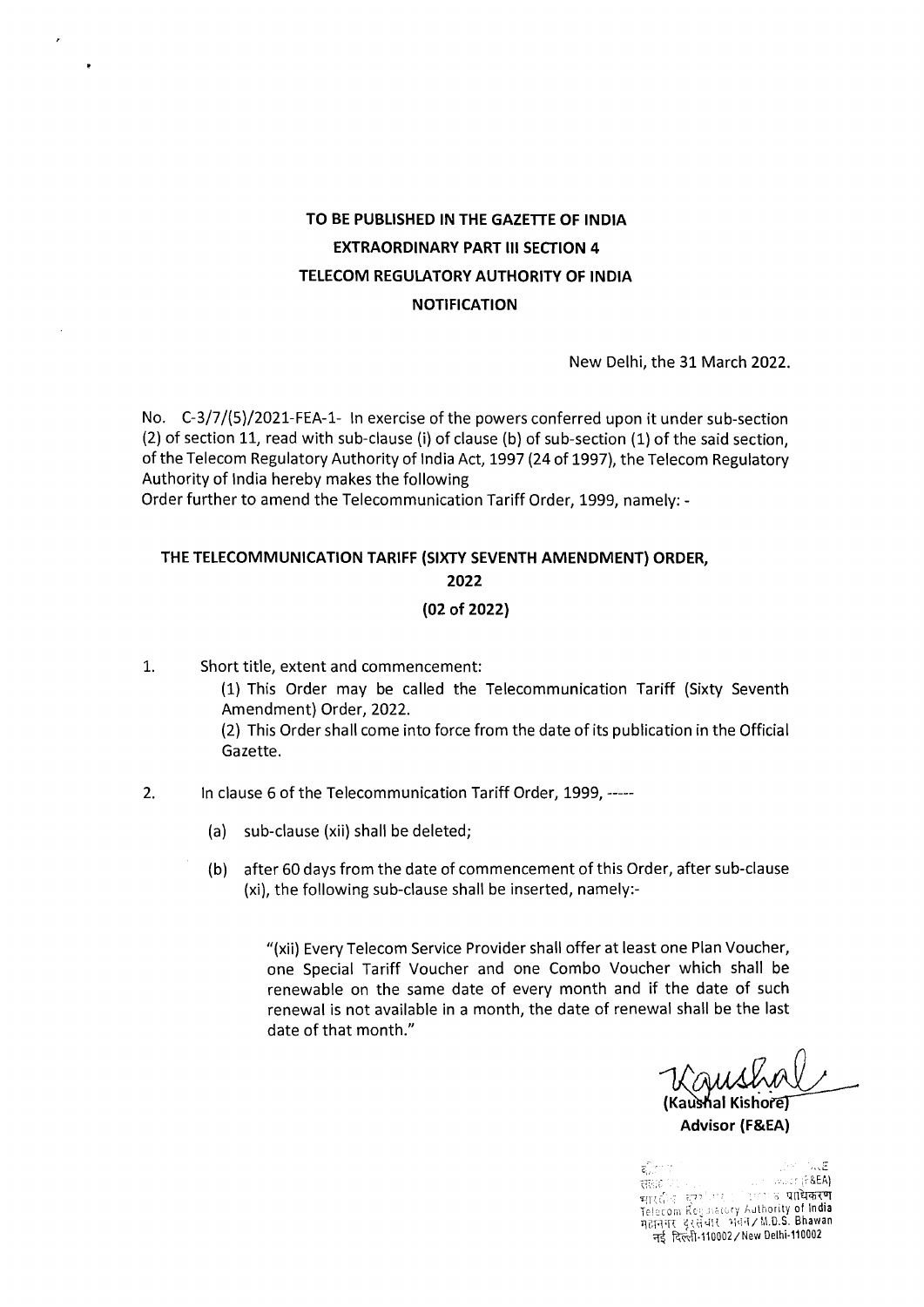**TO BE PUBLISHED IN THE GAZETTE OF INDIA**
**EXTRAORDINARY PART III SECTION 4**
**TELECOM REGULATORY AUTHORITY OF INDIA**
**NOTIFICATION**

New Delhi, the 31 March 2022.

No. C-3/7/(5)/2021-FEA-1- In exercise of the powers conferred upon it under sub-section (2) of section 11, read with sub-clause (i) of clause (b) of sub-section (1) of the said section, of the Telecom Regulatory Authority of India Act, 1997 (24 of 1997), the Telecom Regulatory Authority of India hereby makes the following
Order further to amend the Telecommunication Tariff Order, 1999, namely: -

**THE TELECOMMUNICATION TARIFF (SIXTY SEVENTH AMENDMENT) ORDER, 2022**

**(02 of 2022)**

1. Short title, extent and commencement:

   (1) This Order may be called the Telecommunication Tariff (Sixty Seventh Amendment) Order, 2022.

   (2) This Order shall come into force from the date of its publication in the Official Gazette.

2. In clause 6 of the Telecommunication Tariff Order, 1999, -----

   (a) sub-clause (xii) shall be deleted;

   (b) after 60 days from the date of commencement of this Order, after sub-clause (xi), the following sub-clause shall be inserted, namely:-

   > "(xii) Every Telecom Service Provider shall offer at least one Plan Voucher, one Special Tariff Voucher and one Combo Voucher which shall be renewable on the same date of every month and if the date of such renewal is not available in a month, the date of renewal shall be the last date of that month."

(Kaushal Kishore)
**Advisor (F&EA)**

Advisor (F&EA)
भारतीय दूरसंचार विनियामक प्राधिकरण
Telecom Regulatory Authority of India
महानगर दूरसंचार भवन / M.D.S. Bhawan
नई दिल्ली-110002 / New Delhi-110002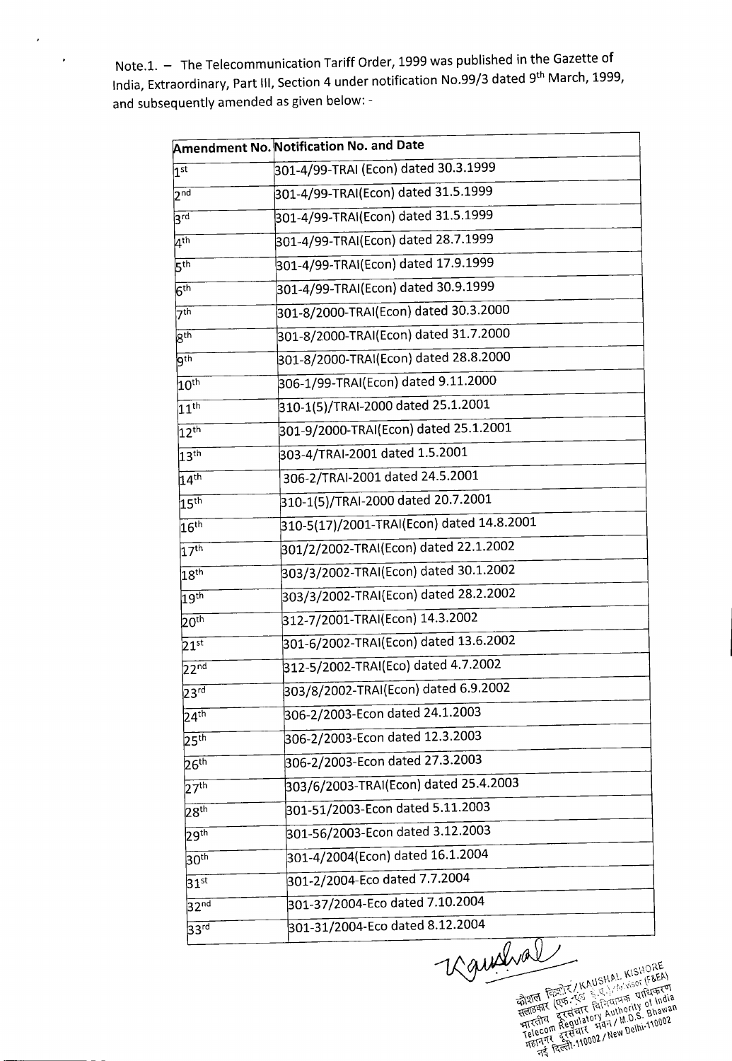Note.1. – The Telecommunication Tariff Order, 1999 was published in the Gazette of India, Extraordinary, Part III, Section 4 under notification No.99/3 dated 9th March, 1999, and subsequently amended as given below: -

| Amendment No. | Notification No. and Date |
|---|---|
| 1st | 301-4/99-TRAI (Econ) dated 30.3.1999 |
| 2nd | 301-4/99-TRAI(Econ) dated 31.5.1999 |
| 3rd | 301-4/99-TRAI(Econ) dated 31.5.1999 |
| 4th | 301-4/99-TRAI(Econ) dated 28.7.1999 |
| 5th | 301-4/99-TRAI(Econ) dated 17.9.1999 |
| 6th | 301-4/99-TRAI(Econ) dated 30.9.1999 |
| 7th | 301-8/2000-TRAI(Econ) dated 30.3.2000 |
| 8th | 301-8/2000-TRAI(Econ) dated 31.7.2000 |
| 9th | 301-8/2000-TRAI(Econ) dated 28.8.2000 |
| 10th | 306-1/99-TRAI(Econ) dated 9.11.2000 |
| 11th | 310-1(5)/TRAI-2000 dated 25.1.2001 |
| 12th | 301-9/2000-TRAI(Econ) dated 25.1.2001 |
| 13th | 303-4/TRAI-2001 dated 1.5.2001 |
| 14th | 306-2/TRAI-2001 dated 24.5.2001 |
| 15th | 310-1(5)/TRAI-2000 dated 20.7.2001 |
| 16th | 310-5(17)/2001-TRAI(Econ) dated 14.8.2001 |
| 17th | 301/2/2002-TRAI(Econ) dated 22.1.2002 |
| 18th | 303/3/2002-TRAI(Econ) dated 30.1.2002 |
| 19th | 303/3/2002-TRAI(Econ) dated 28.2.2002 |
| 20th | 312-7/2001-TRAI(Econ) 14.3.2002 |
| 21st | 301-6/2002-TRAI(Econ) dated 13.6.2002 |
| 22nd | 312-5/2002-TRAI(Eco) dated 4.7.2002 |
| 23rd | 303/8/2002-TRAI(Econ) dated 6.9.2002 |
| 24th | 306-2/2003-Econ dated 24.1.2003 |
| 25th | 306-2/2003-Econ dated 12.3.2003 |
| 26th | 306-2/2003-Econ dated 27.3.2003 |
| 27th | 303/6/2003-TRAI(Econ) dated 25.4.2003 |
| 28th | 301-51/2003-Econ dated 5.11.2003 |
| 29th | 301-56/2003-Econ dated 3.12.2003 |
| 30th | 301-4/2004(Econ) dated 16.1.2004 |
| 31st | 301-2/2004-Eco dated 7.7.2004 |
| 32nd | 301-37/2004-Eco dated 7.10.2004 |
| 33rd | 301-31/2004-Eco dated 8.12.2004 |

Kaushal

कौशल किशोर / KAUSHAL KISHORE
सलाहकार (एफ.एंड ई.ए.) / Advisor (F&EA)
भारतीय दूरसंचार विनियामक प्राधिकरण
Telecom Regulatory Authority of India
महानगर दूरसंचार भवन / M.D.S. Bhawan
नई दिल्ली-110002 / New Delhi-110002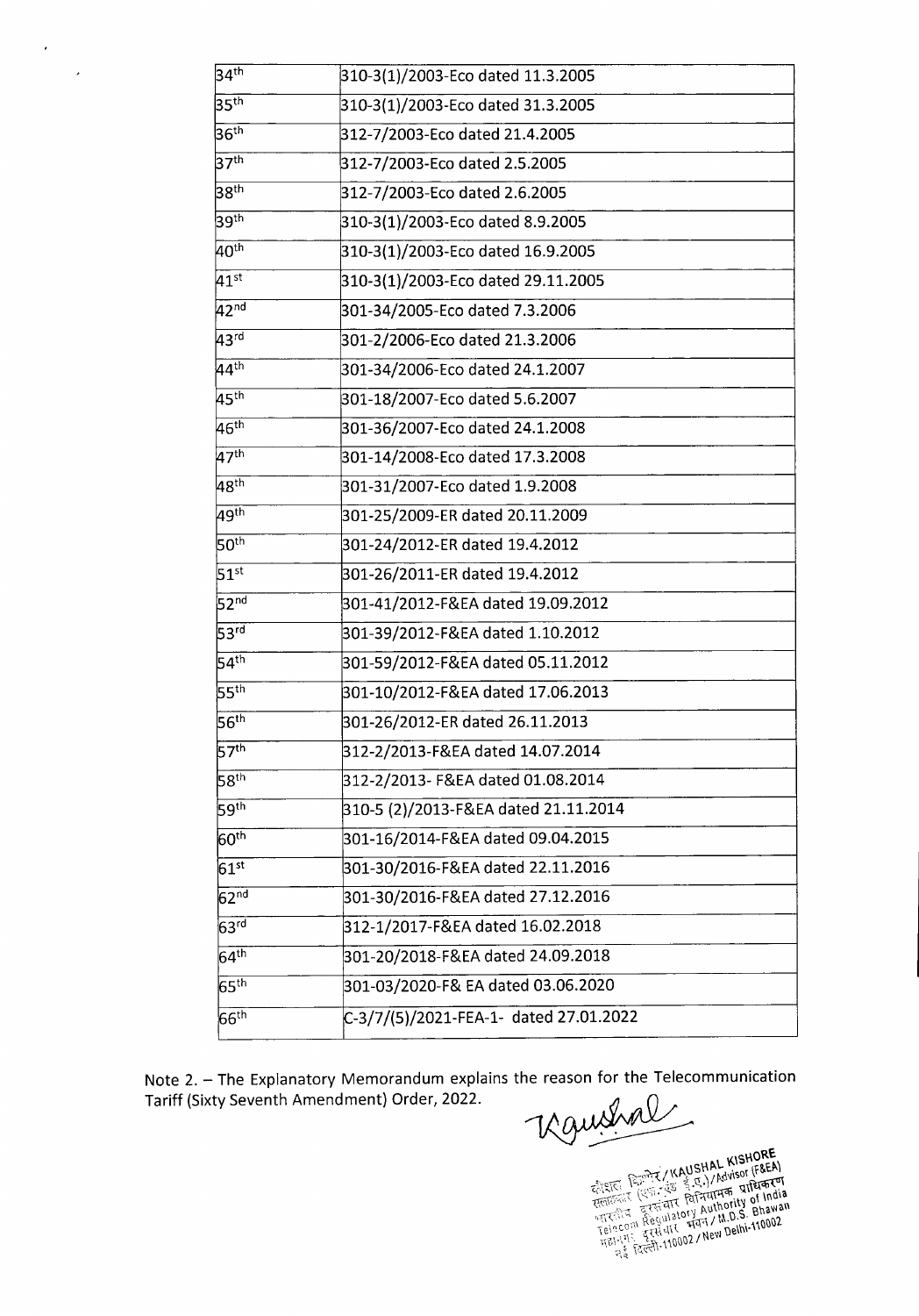| | |
|---|---|
| 34th | 310-3(1)/2003-Eco dated 11.3.2005 |
| 35th | 310-3(1)/2003-Eco dated 31.3.2005 |
| 36th | 312-7/2003-Eco dated 21.4.2005 |
| 37th | 312-7/2003-Eco dated 2.5.2005 |
| 38th | 312-7/2003-Eco dated 2.6.2005 |
| 39th | 310-3(1)/2003-Eco dated 8.9.2005 |
| 40th | 310-3(1)/2003-Eco dated 16.9.2005 |
| 41st | 310-3(1)/2003-Eco dated 29.11.2005 |
| 42nd | 301-34/2005-Eco dated 7.3.2006 |
| 43rd | 301-2/2006-Eco dated 21.3.2006 |
| 44th | 301-34/2006-Eco dated 24.1.2007 |
| 45th | 301-18/2007-Eco dated 5.6.2007 |
| 46th | 301-36/2007-Eco dated 24.1.2008 |
| 47th | 301-14/2008-Eco dated 17.3.2008 |
| 48th | 301-31/2007-Eco dated 1.9.2008 |
| 49th | 301-25/2009-ER dated 20.11.2009 |
| 50th | 301-24/2012-ER dated 19.4.2012 |
| 51st | 301-26/2011-ER dated 19.4.2012 |
| 52nd | 301-41/2012-F&EA dated 19.09.2012 |
| 53rd | 301-39/2012-F&EA dated 1.10.2012 |
| 54th | 301-59/2012-F&EA dated 05.11.2012 |
| 55th | 301-10/2012-F&EA dated 17.06.2013 |
| 56th | 301-26/2012-ER dated 26.11.2013 |
| 57th | 312-2/2013-F&EA dated 14.07.2014 |
| 58th | 312-2/2013- F&EA dated 01.08.2014 |
| 59th | 310-5 (2)/2013-F&EA dated 21.11.2014 |
| 60th | 301-16/2014-F&EA dated 09.04.2015 |
| 61st | 301-30/2016-F&EA dated 22.11.2016 |
| 62nd | 301-30/2016-F&EA dated 27.12.2016 |
| 63rd | 312-1/2017-F&EA dated 16.02.2018 |
| 64th | 301-20/2018-F&EA dated 24.09.2018 |
| 65th | 301-03/2020-F& EA dated 03.06.2020 |
| 66th | C-3/7/(5)/2021-FEA-1- dated 27.01.2022 |

Note 2. – The Explanatory Memorandum explains the reason for the Telecommunication Tariff (Sixty Seventh Amendment) Order, 2022.

Kaushal

कौशल किशोर / KAUSHAL KISHORE
सलाहकार (एफ.एंड ई.ए.) / Advisor (F&EA)
भारतीय दूरसंचार विनियामक प्राधिकरण
Telecom Regulatory Authority of India
महानगर दूरसंचार भवन / M.D.S. Bhawan
नई दिल्ली-110002 / New Delhi-110002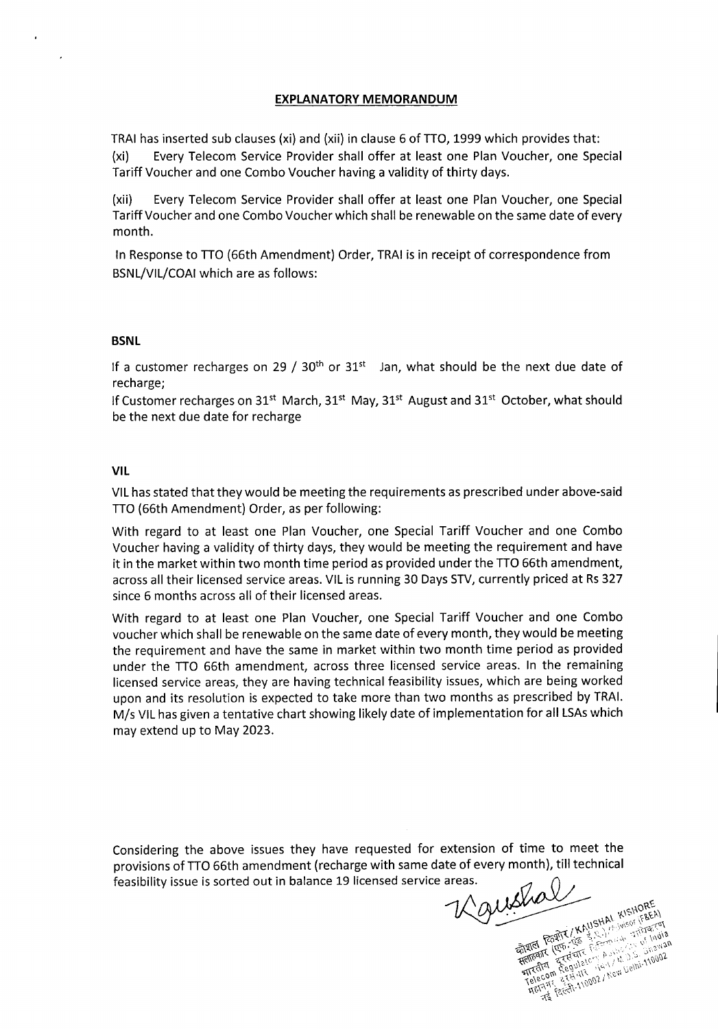## EXPLANATORY MEMORANDUM

TRAI has inserted sub clauses (xi) and (xii) in clause 6 of TTO, 1999 which provides that:

(xi) Every Telecom Service Provider shall offer at least one Plan Voucher, one Special Tariff Voucher and one Combo Voucher having a validity of thirty days.

(xii) Every Telecom Service Provider shall offer at least one Plan Voucher, one Special Tariff Voucher and one Combo Voucher which shall be renewable on the same date of every month.

In Response to TTO (66th Amendment) Order, TRAI is in receipt of correspondence from BSNL/VIL/COAI which are as follows:

**BSNL**

If a customer recharges on 29 / 30th or 31st Jan, what should be the next due date of recharge;

If Customer recharges on 31st March, 31st May, 31st August and 31st October, what should be the next due date for recharge

**VIL**

VIL has stated that they would be meeting the requirements as prescribed under above-said TTO (66th Amendment) Order, as per following:

With regard to at least one Plan Voucher, one Special Tariff Voucher and one Combo Voucher having a validity of thirty days, they would be meeting the requirement and have it in the market within two month time period as provided under the TTO 66th amendment, across all their licensed service areas. VIL is running 30 Days STV, currently priced at Rs 327 since 6 months across all of their licensed areas.

With regard to at least one Plan Voucher, one Special Tariff Voucher and one Combo voucher which shall be renewable on the same date of every month, they would be meeting the requirement and have the same in market within two month time period as provided under the TTO 66th amendment, across three licensed service areas. In the remaining licensed service areas, they are having technical feasibility issues, which are being worked upon and its resolution is expected to take more than two months as prescribed by TRAI. M/s VIL has given a tentative chart showing likely date of implementation for all LSAs which may extend up to May 2023.

Considering the above issues they have requested for extension of time to meet the provisions of TTO 66th amendment (recharge with same date of every month), till technical feasibility issue is sorted out in balance 19 licensed service areas.

Kaushal

कौशल किशोर / KAUSHAL KISHORE
सलाहकार (एफ.एंड ई.ए.) / Advisor (F&EA)
भारतीय दूरसंचार विनियामक प्राधिकरण
Telecom Regulatory Authority of India
महानगर दूरसंचार भवन / M.T.N.L. Bhawan
नई दिल्ली-110002 / New Delhi-110002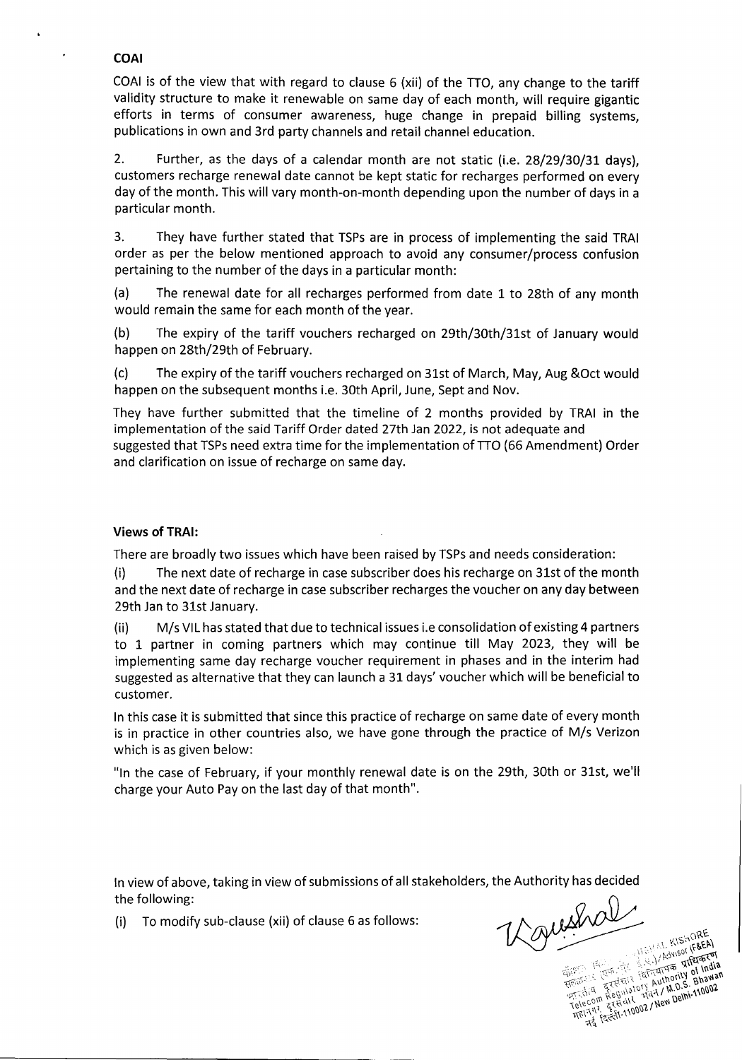**COAI**

COAI is of the view that with regard to clause 6 (xii) of the TTO, any change to the tariff validity structure to make it renewable on same day of each month, will require gigantic efforts in terms of consumer awareness, huge change in prepaid billing systems, publications in own and 3rd party channels and retail channel education.

2. Further, as the days of a calendar month are not static (i.e. 28/29/30/31 days), customers recharge renewal date cannot be kept static for recharges performed on every day of the month. This will vary month-on-month depending upon the number of days in a particular month.

3. They have further stated that TSPs are in process of implementing the said TRAI order as per the below mentioned approach to avoid any consumer/process confusion pertaining to the number of the days in a particular month:

(a) The renewal date for all recharges performed from date 1 to 28th of any month would remain the same for each month of the year.

(b) The expiry of the tariff vouchers recharged on 29th/30th/31st of January would happen on 28th/29th of February.

(c) The expiry of the tariff vouchers recharged on 31st of March, May, Aug &Oct would happen on the subsequent months i.e. 30th April, June, Sept and Nov.

They have further submitted that the timeline of 2 months provided by TRAI in the implementation of the said Tariff Order dated 27th Jan 2022, is not adequate and suggested that TSPs need extra time for the implementation of TTO (66 Amendment) Order and clarification on issue of recharge on same day.

**Views of TRAI:**

There are broadly two issues which have been raised by TSPs and needs consideration:

(i) The next date of recharge in case subscriber does his recharge on 31st of the month and the next date of recharge in case subscriber recharges the voucher on any day between 29th Jan to 31st January.

(ii) M/s VIL has stated that due to technical issues i.e consolidation of existing 4 partners to 1 partner in coming partners which may continue till May 2023, they will be implementing same day recharge voucher requirement in phases and in the interim had suggested as alternative that they can launch a 31 days' voucher which will be beneficial to customer.

In this case it is submitted that since this practice of recharge on same date of every month is in practice in other countries also, we have gone through the practice of M/s Verizon which is as given below:

"In the case of February, if your monthly renewal date is on the 29th, 30th or 31st, we'll charge your Auto Pay on the last day of that month".

In view of above, taking in view of submissions of all stakeholders, the Authority has decided the following:

(i) To modify sub-clause (xii) of clause 6 as follows: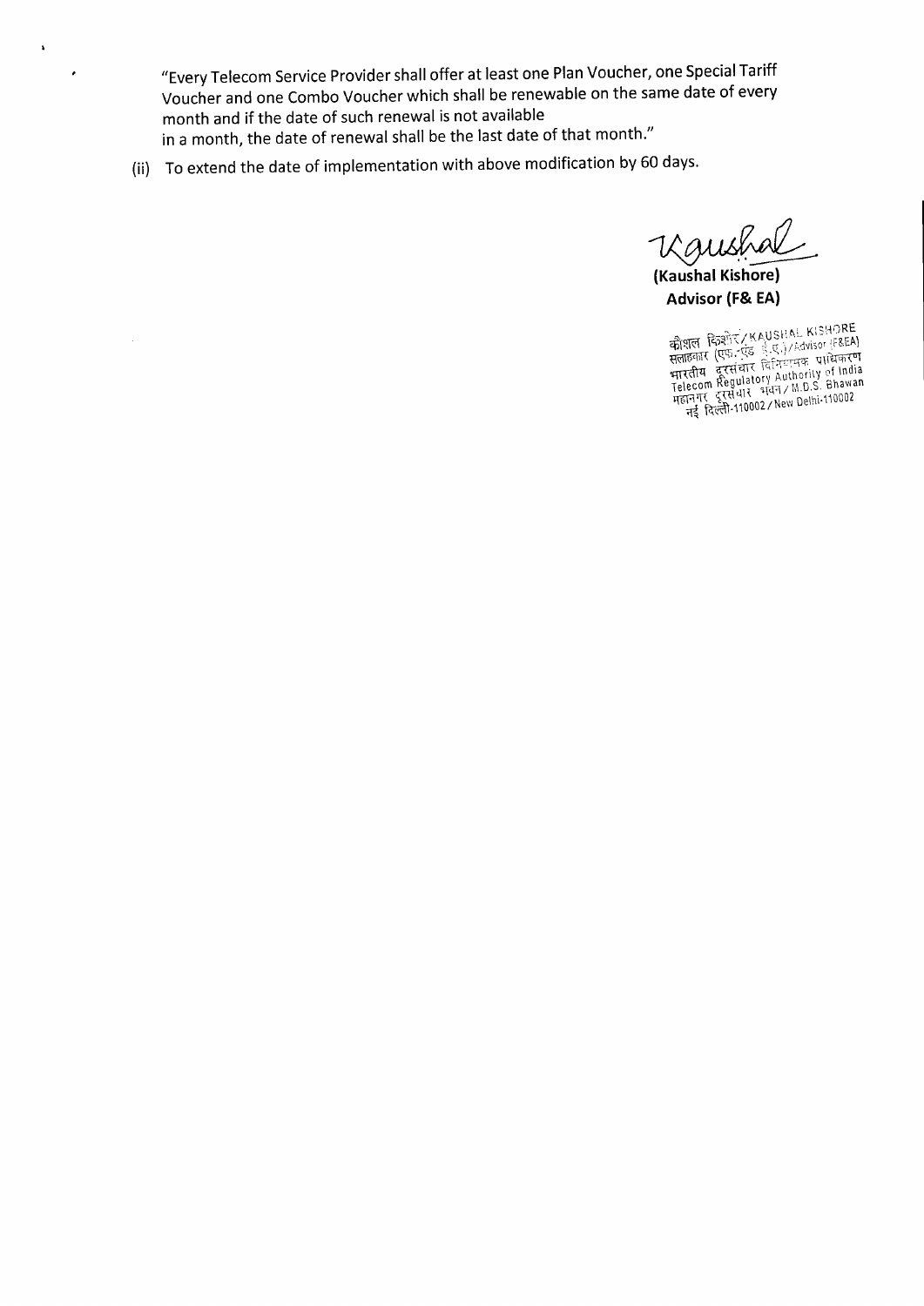"Every Telecom Service Provider shall offer at least one Plan Voucher, one Special Tariff Voucher and one Combo Voucher which shall be renewable on the same date of every month and if the date of such renewal is not available
in a month, the date of renewal shall be the last date of that month."

(ii) To extend the date of implementation with above modification by 60 days.

**(Kaushal Kishore)**
**Advisor (F& EA)**

कौशल किशोर / KAUSHAL KISHORE
सलाहकार (एफ. एंड ई.ए.) / Advisor (F&EA)
भारतीय दूरसंचार विनियामक प्राधिकरण
Telecom Regulatory Authority of India
महानगर दूरसंचार भवन / M.D.S. Bhawan
नई दिल्ली-110002 / New Delhi-110002